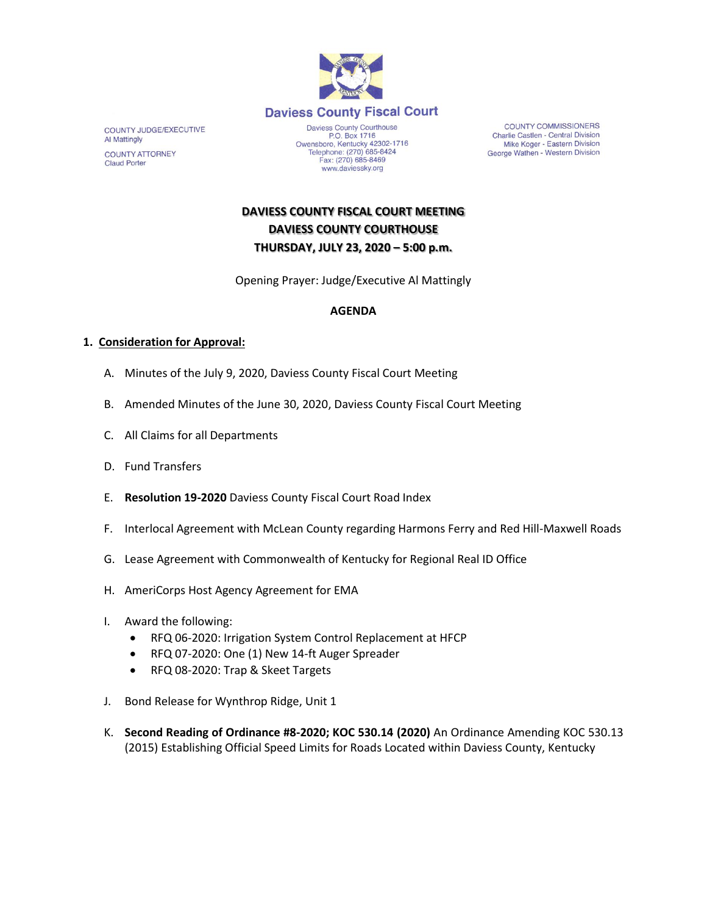COUNTY JUDGE/EXECUTIVE
Al Mattingly

COUNTY ATTORNEY
Claud Porter

# Daviess County Fiscal Court

Daviess County Courthouse
P.O. Box 1716
Owensboro, Kentucky 42302-1716
Telephone: (270) 685-8424
Fax: (270) 685-8469
www.daviessky.org

COUNTY COMMISSIONERS
Charlie Castlen - Central Division
Mike Koger - Eastern Division
George Wathen - Western Division

## DAVIESS COUNTY FISCAL COURT MEETING
## DAVIESS COUNTY COURTHOUSE
## THURSDAY, JULY 23, 2020 – 5:00 p.m.

Opening Prayer: Judge/Executive Al Mattingly

**AGENDA**

1. **Consideration for Approval:**

   A. Minutes of the July 9, 2020, Daviess County Fiscal Court Meeting

   B. Amended Minutes of the June 30, 2020, Daviess County Fiscal Court Meeting

   C. All Claims for all Departments

   D. Fund Transfers

   E. **Resolution 19-2020** Daviess County Fiscal Court Road Index

   F. Interlocal Agreement with McLean County regarding Harmons Ferry and Red Hill-Maxwell Roads

   G. Lease Agreement with Commonwealth of Kentucky for Regional Real ID Office

   H. AmeriCorps Host Agency Agreement for EMA

   I. Award the following:
      - RFQ 06-2020: Irrigation System Control Replacement at HFCP
      - RFQ 07-2020: One (1) New 14-ft Auger Spreader
      - RFQ 08-2020: Trap & Skeet Targets

   J. Bond Release for Wynthrop Ridge, Unit 1

   K. **Second Reading of Ordinance #8-2020; KOC 530.14 (2020)** An Ordinance Amending KOC 530.13 (2015) Establishing Official Speed Limits for Roads Located within Daviess County, Kentucky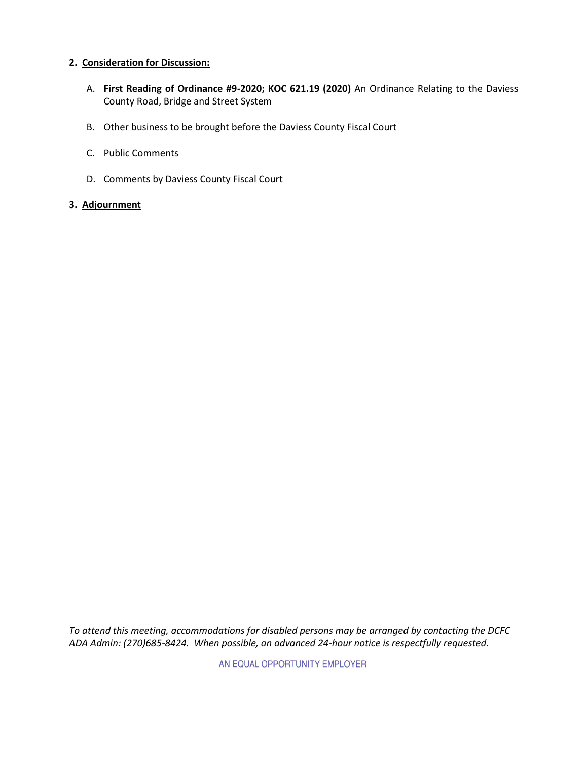2. **Consideration for Discussion:**

   A. **First Reading of Ordinance #9-2020; KOC 621.19 (2020)** An Ordinance Relating to the Daviess County Road, Bridge and Street System

   B. Other business to be brought before the Daviess County Fiscal Court

   C. Public Comments

   D. Comments by Daviess County Fiscal Court

3. **Adjournment**

*To attend this meeting, accommodations for disabled persons may be arranged by contacting the DCFC ADA Admin: (270)685-8424. When possible, an advanced 24-hour notice is respectfully requested.*

AN EQUAL OPPORTUNITY EMPLOYER